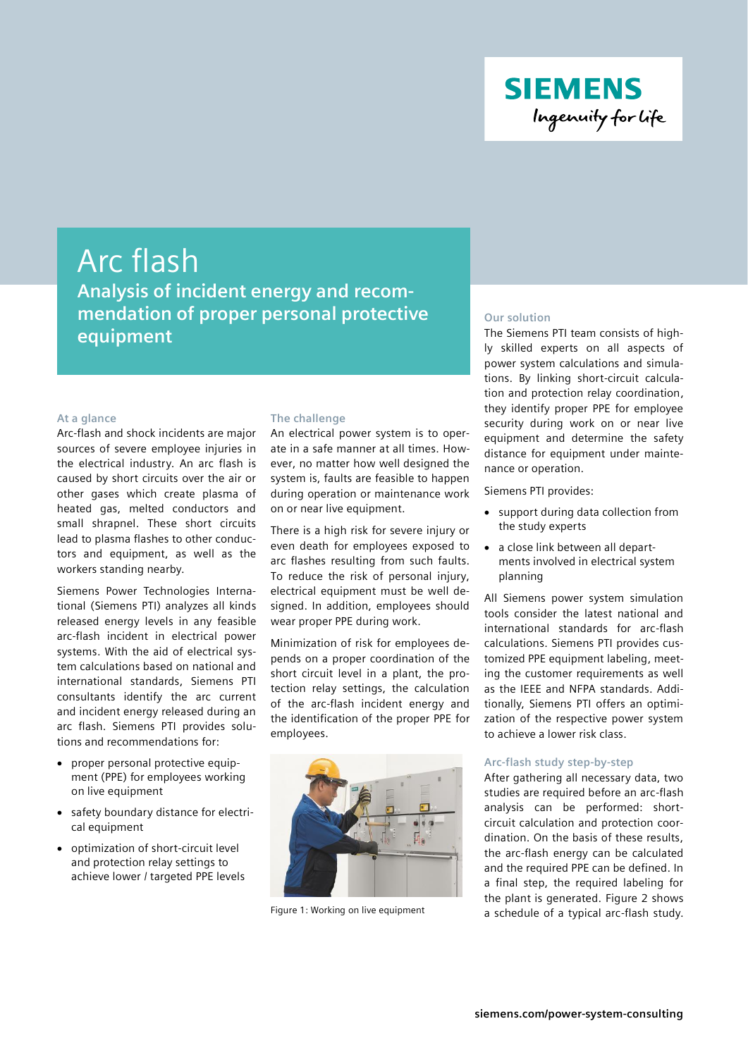# Arc flash

## Analysis of incident energy and recommendation of proper personal protective equipment

### At a glance

Arc-flash and shock incidents are major sources of severe employee injuries in the electrical industry. An arc flash is caused by short circuits over the air or other gases which create plasma of heated gas, melted conductors and small shrapnel. These short circuits lead to plasma flashes to other conductors and equipment, as well as the workers standing nearby.

Siemens Power Technologies International (Siemens PTI) analyzes all kinds released energy levels in any feasible arc-flash incident in electrical power systems. With the aid of electrical system calculations based on national and international standards, Siemens PTI consultants identify the arc current and incident energy released during an arc flash. Siemens PTI provides solutions and recommendations for:

- proper personal protective equipment (PPE) for employees working on live equipment
- safety boundary distance for electrical equipment
- optimization of short-circuit level and protection relay settings to achieve lower / targeted PPE levels

### The challenge

An electrical power system is to operate in a safe manner at all times. However, no matter how well designed the system is, faults are feasible to happen during operation or maintenance work on or near live equipment.

There is a high risk for severe injury or even death for employees exposed to arc flashes resulting from such faults. To reduce the risk of personal injury, electrical equipment must be well designed. In addition, employees should wear proper PPE during work.

Minimization of risk for employees depends on a proper coordination of the short circuit level in a plant, the protection relay settings, the calculation of the arc-flash incident energy and the identification of the proper PPE for employees.

Figure 1: Working on live equipment

### Our solution

The Siemens PTI team consists of highly skilled experts on all aspects of power system calculations and simulations. By linking short-circuit calculation and protection relay coordination, they identify proper PPE for employee security during work on or near live equipment and determine the safety distance for equipment under maintenance or operation.

Siemens PTI provides:

- support during data collection from the study experts
- a close link between all departments involved in electrical system planning

All Siemens power system simulation tools consider the latest national and international standards for arc-flash calculations. Siemens PTI provides customized PPE equipment labeling, meeting the customer requirements as well as the IEEE and NFPA standards. Additionally, Siemens PTI offers an optimization of the respective power system to achieve a lower risk class.

### Arc-flash study step-by-step

After gathering all necessary data, two studies are required before an arc-flash analysis can be performed: short-circuit calculation and protection coordination. On the basis of these results, the arc-flash energy can be calculated and the required PPE can be defined. In a final step, the required labeling for the plant is generated. Figure 2 shows a schedule of a typical arc-flash study.

siemens.com/power-system-consulting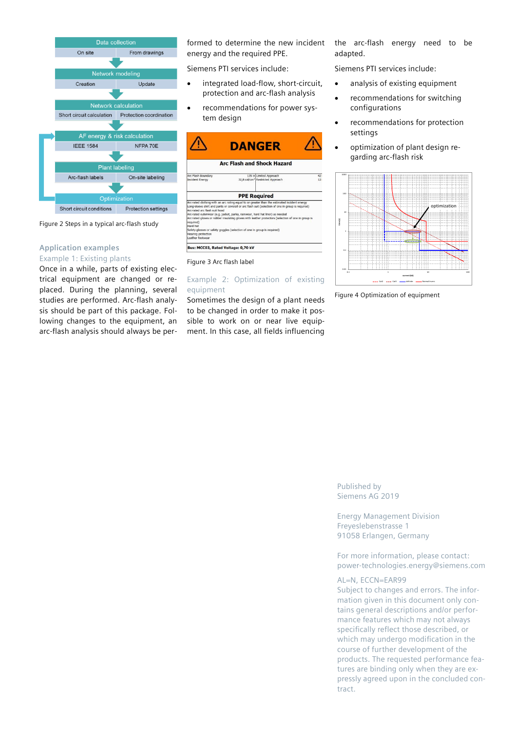Data collection
On site | From drawings
Network modeling
Creation | Update
Network calculation
Short circuit calculation | Protection coordination
AF energy & risk calculation
IEEE 1584 | NFPA 70E
Plant labeling
Arc-flash labels | On-site labeling
Optimization
Short circuit conditions | Protection settings

Figure 2 Steps in a typical arc-flash study

## Application examples

### Example 1: Existing plants

Once in a while, parts of existing electrical equipment are changed or replaced. During the planning, several studies are performed. Arc-flash analysis should be part of this package. Following changes to the equipment, an arc-flash analysis should always be performed to determine the new incident energy and the required PPE.

Siemens PTI services include:

- integrated load-flow, short-circuit, protection and arc-flash analysis
- recommendations for power system design

DANGER

Arc Flash and Shock Hazard

Arc Flash Boundary 135 in | Limited Approach 42
Incident Energy 32,8 cal/cm² | Restricted Approach 12

PPE Required

Arc-rated clothing with an arc rating equal to or greater than the estimated incident energy
Long-sleeve shirt and pants or coverall or arc flash suit (selection of one in group is required)
Arc-rated arc flash suit hood
Arc-rated outerwear (e.g. jacket, parka, rainwear, hard hat liner) as needed
Arc-rated gloves or rubber insulating gloves with leather protectors (selection of one in group is required)
Hard hat
Safety glasses or safety goggles (selection of one in group is required)
Hearing protection
Leather footwear

Bus: MCC03, Rated Voltage: 0,70 kV

Figure 3 Arc flash label

### Example 2: Optimization of existing equipment

Sometimes the design of a plant needs to be changed in order to make it possible to work on or near live equipment. In this case, all fields influencing the arc-flash energy need to be adapted.

Siemens PTI services include:

- analysis of existing equipment
- recommendations for switching configurations
- recommendations for protection settings
- optimization of plant design regarding arc-flash risk

optimization

Figure 4 Optimization of equipment

Published by
Siemens AG 2019

Energy Management Division
Freyeslebenstrasse 1
91058 Erlangen, Germany

For more information, please contact:
power-technologies.energy@siemens.com

AL=N, ECCN=EAR99
Subject to changes and errors. The information given in this document only contains general descriptions and/or performance features which may not always specifically reflect those described, or which may undergo modification in the course of further development of the products. The requested performance features are binding only when they are expressly agreed upon in the concluded contract.